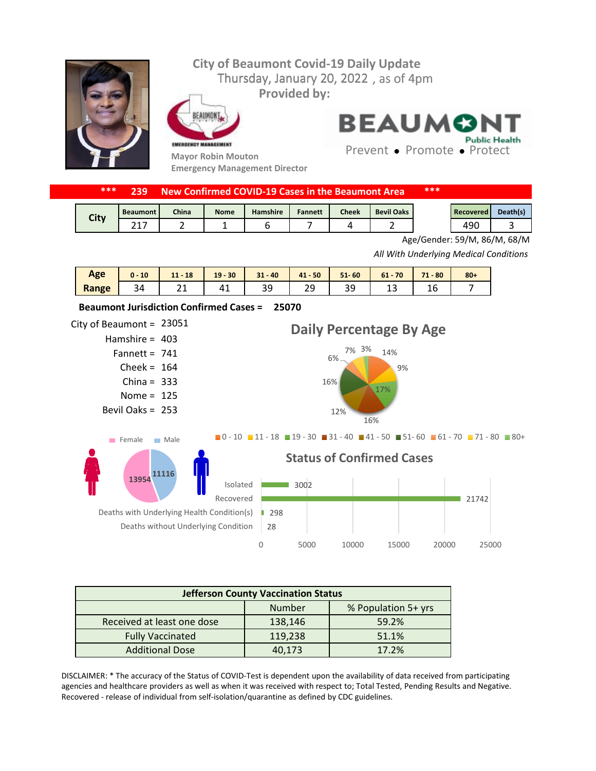# City of Beaumont Covid-19 Daily Update

Thursday, January 20, 2022 , as of 4pm

**Provided by:**

**Mayor Robin Mouton**
**Emergency Management Director**

BEAUMONT Public Health
Prevent • Promote • Protect

## *** 239 New Confirmed COVID-19 Cases in the Beaumont Area ***

| City | Beaumont | China | Nome | Hamshire | Fannett | Cheek | Bevil Oaks | Recovered | Death(s) |
|---|---|---|---|---|---|---|---|---|---|
| | 217 | 2 | 1 | 6 | 7 | 4 | 2 | 490 | 3 |

Age/Gender: 59/M, 86/M, 68/M

*All With Underlying Medical Conditions*

| Age Range | 0 - 10 | 11 - 18 | 19 - 30 | 31 - 40 | 41 - 50 | 51- 60 | 61 - 70 | 71 - 80 | 80+ |
|---|---|---|---|---|---|---|---|---|---|
| | 34 | 21 | 41 | 39 | 29 | 39 | 13 | 16 | 7 |

**Beaumont Jurisdiction Confirmed Cases = 25070**

- City of Beaumont = 23051
- Hamshire = 403
- Fannett = 741
- Cheek = 164
- China = 333
- Nome = 125
- Bevil Oaks = 253

### Daily Percentage By Age

| 0 - 10 | 11 - 18 | 19 - 30 | 31 - 40 | 41 - 50 | 51- 60 | 61 - 70 | 71 - 80 | 80+ |
|---|---|---|---|---|---|---|---|---|
| 14% | 9% | 17% | 16% | 12% | 16% | 6% | 7% | 3% |

Female: 13954 | Male: 11116

### Status of Confirmed Cases

| Status | Number |
|---|---|
| Isolated | 3002 |
| Recovered | 21742 |
| Deaths with Underlying Health Condition(s) | 298 |
| Deaths without Underlying Condition | 28 |

| Jefferson County Vaccination Status | Number | % Population 5+ yrs |
|---|---|---|
| Received at least one dose | 138,146 | 59.2% |
| Fully Vaccinated | 119,238 | 51.1% |
| Additional Dose | 40,173 | 17.2% |

DISCLAIMER: * The accuracy of the Status of COVID-Test is dependent upon the availability of data received from participating agencies and healthcare providers as well as when it was received with respect to; Total Tested, Pending Results and Negative. Recovered - release of individual from self-isolation/quarantine as defined by CDC guidelines.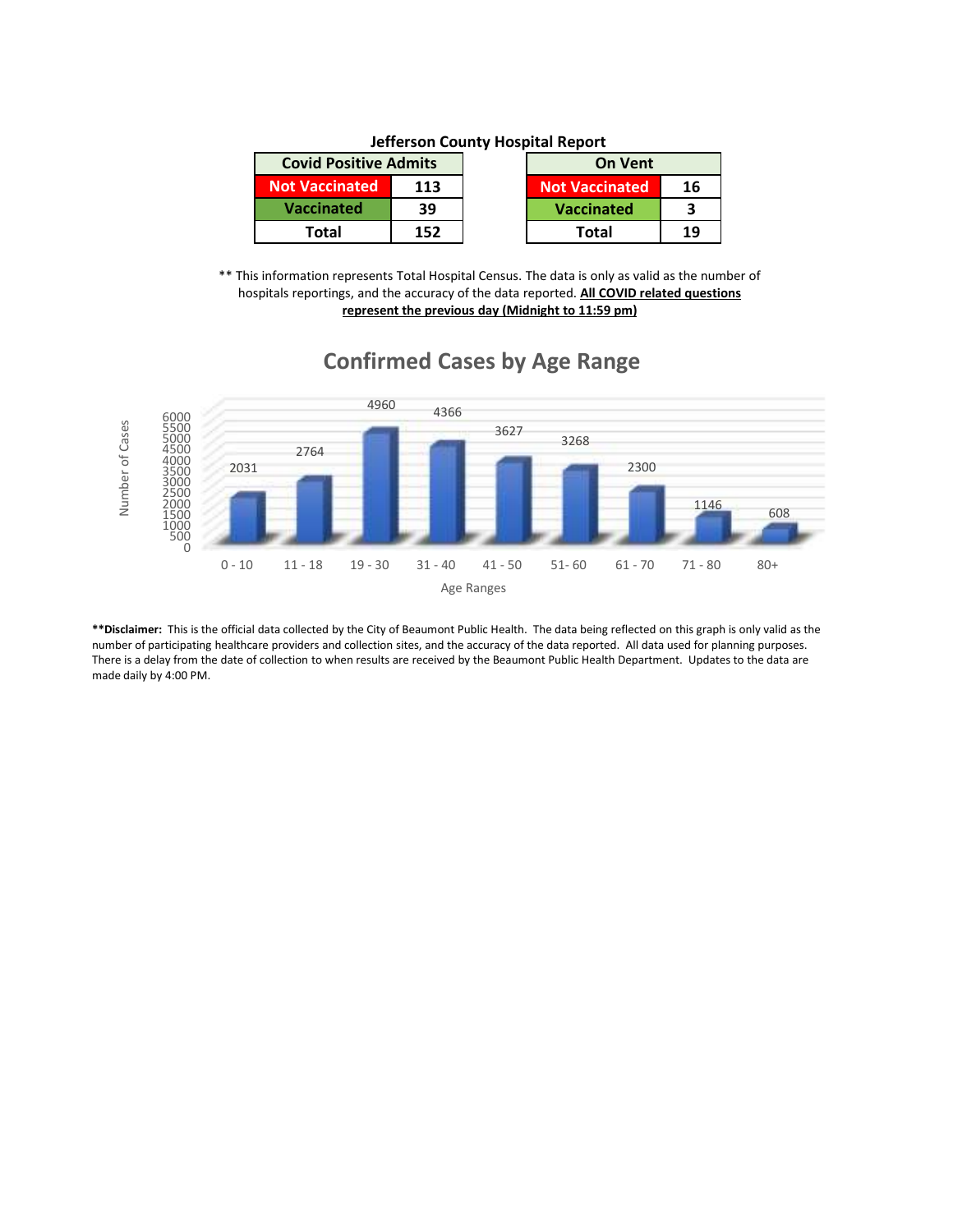## Jefferson County Hospital Report

| Covid Positive Admits | |
|---|---|
| Not Vaccinated | 113 |
| Vaccinated | 39 |
| Total | 152 |

| On Vent | |
|---|---|
| Not Vaccinated | 16 |
| Vaccinated | 3 |
| Total | 19 |

** This information represents Total Hospital Census. The data is only as valid as the number of hospitals reportings, and the accuracy of the data reported. **All COVID related questions represent the previous day (Midnight to 11:59 pm)**

## Confirmed Cases by Age Range

Number of Cases

6000
5500
5000
4500
4000
3500
3000
2500
2000
1500
1000
500
0

2031
2764
4960
4366
3627
3268
2300
1146
608

0 - 10
11 - 18
19 - 30
31 - 40
41 - 50
51- 60
61 - 70
71 - 80
80+

Age Ranges

****Disclaimer:** This is the official data collected by the City of Beaumont Public Health. The data being reflected on this graph is only valid as the number of participating healthcare providers and collection sites, and the accuracy of the data reported. All data used for planning purposes. There is a delay from the date of collection to when results are received by the Beaumont Public Health Department. Updates to the data are made daily by 4:00 PM.